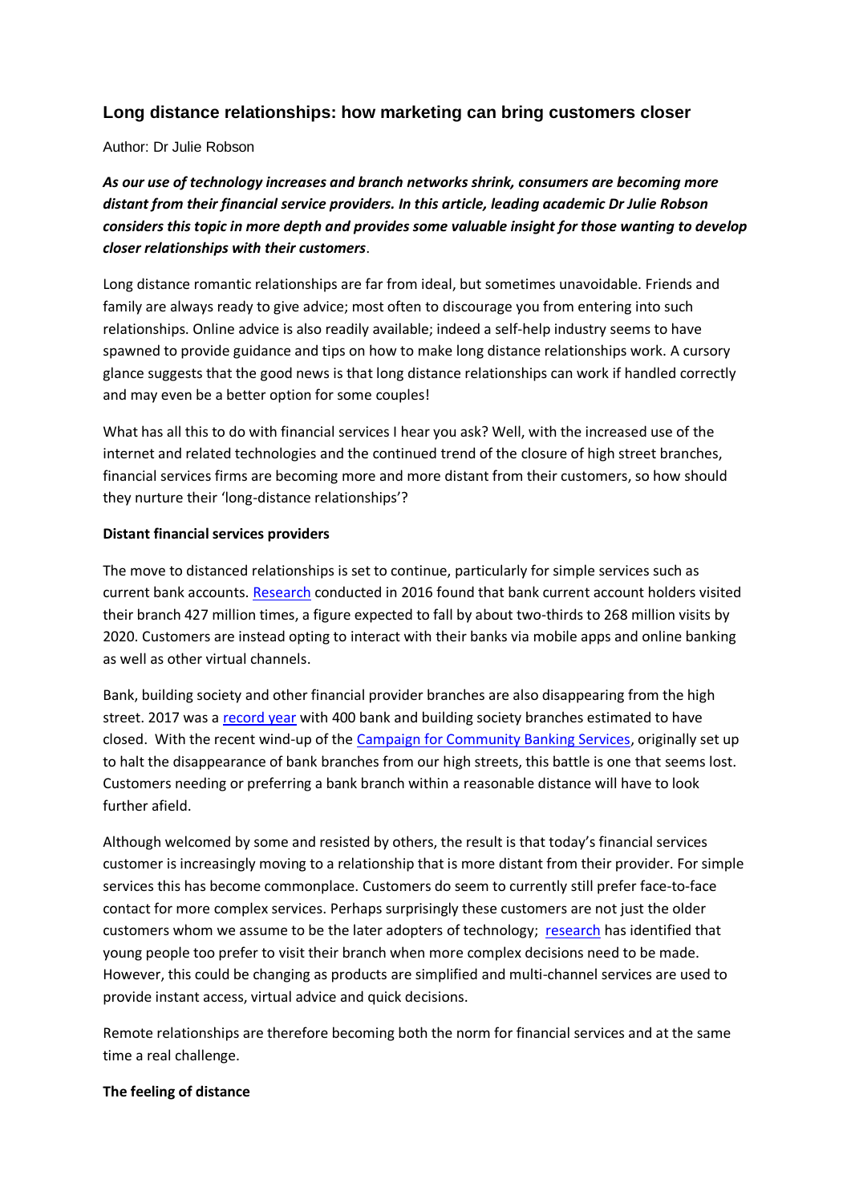# Long distance relationships: how marketing can bring customers closer

Author: Dr Julie Robson

***As our use of technology increases and branch networks shrink, consumers are becoming more distant from their financial service providers. In this article, leading academic Dr Julie Robson considers this topic in more depth and provides some valuable insight for those wanting to develop closer relationships with their customers***.

Long distance romantic relationships are far from ideal, but sometimes unavoidable. Friends and family are always ready to give advice; most often to discourage you from entering into such relationships. Online advice is also readily available; indeed a self-help industry seems to have spawned to provide guidance and tips on how to make long distance relationships work. A cursory glance suggests that the good news is that long distance relationships can work if handled correctly and may even be a better option for some couples!

What has all this to do with financial services I hear you ask? Well, with the increased use of the internet and related technologies and the continued trend of the closure of high street branches, financial services firms are becoming more and more distant from their customers, so how should they nurture their 'long-distance relationships'?

**Distant financial services providers**

The move to distanced relationships is set to continue, particularly for simple services such as current bank accounts. Research conducted in 2016 found that bank current account holders visited their branch 427 million times, a figure expected to fall by about two-thirds to 268 million visits by 2020. Customers are instead opting to interact with their banks via mobile apps and online banking as well as other virtual channels.

Bank, building society and other financial provider branches are also disappearing from the high street. 2017 was a record year with 400 bank and building society branches estimated to have closed. With the recent wind-up of the Campaign for Community Banking Services, originally set up to halt the disappearance of bank branches from our high streets, this battle is one that seems lost. Customers needing or preferring a bank branch within a reasonable distance will have to look further afield.

Although welcomed by some and resisted by others, the result is that today's financial services customer is increasingly moving to a relationship that is more distant from their provider. For simple services this has become commonplace. Customers do seem to currently still prefer face-to-face contact for more complex services. Perhaps surprisingly these customers are not just the older customers whom we assume to be the later adopters of technology; research has identified that young people too prefer to visit their branch when more complex decisions need to be made. However, this could be changing as products are simplified and multi-channel services are used to provide instant access, virtual advice and quick decisions.

Remote relationships are therefore becoming both the norm for financial services and at the same time a real challenge.

**The feeling of distance**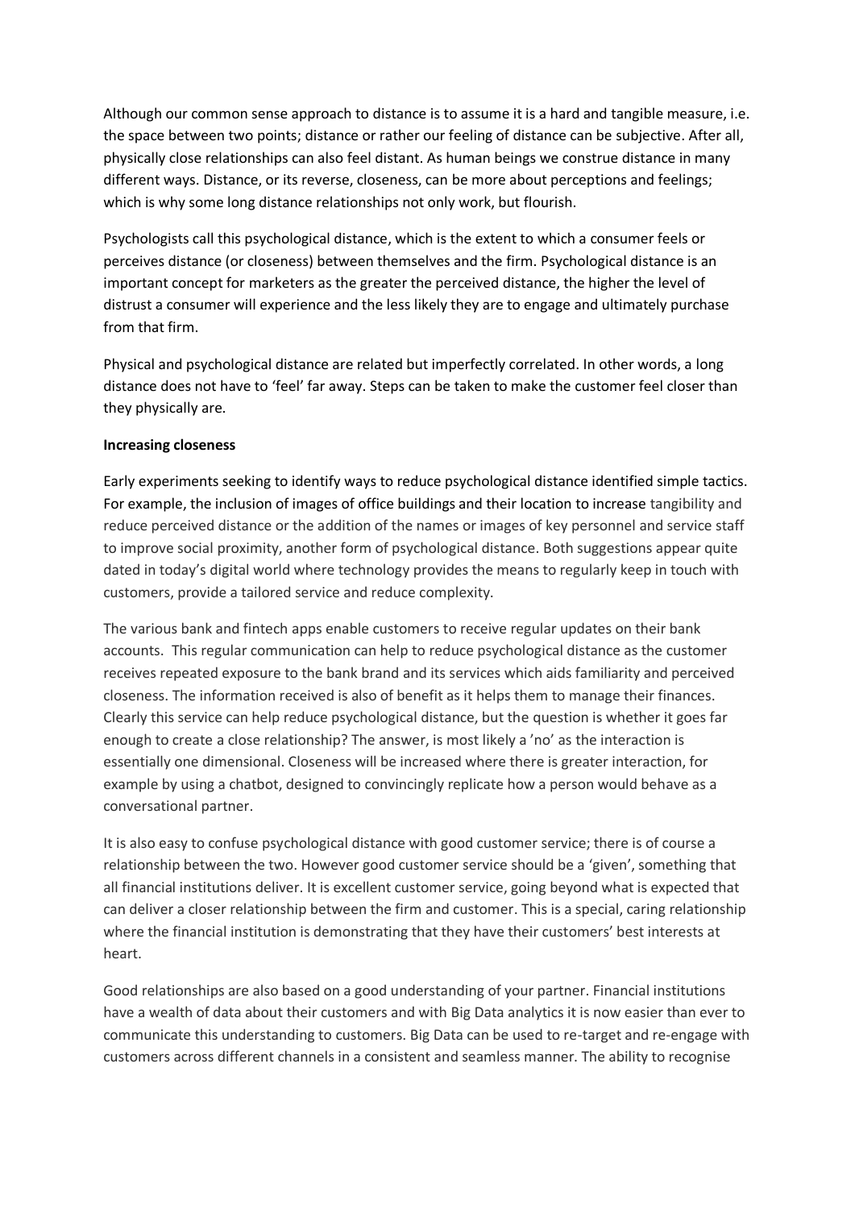Although our common sense approach to distance is to assume it is a hard and tangible measure, i.e. the space between two points; distance or rather our feeling of distance can be subjective. After all, physically close relationships can also feel distant. As human beings we construe distance in many different ways. Distance, or its reverse, closeness, can be more about perceptions and feelings; which is why some long distance relationships not only work, but flourish.

Psychologists call this psychological distance, which is the extent to which a consumer feels or perceives distance (or closeness) between themselves and the firm. Psychological distance is an important concept for marketers as the greater the perceived distance, the higher the level of distrust a consumer will experience and the less likely they are to engage and ultimately purchase from that firm.

Physical and psychological distance are related but imperfectly correlated. In other words, a long distance does not have to 'feel' far away. Steps can be taken to make the customer feel closer than they physically are.

**Increasing closeness**

Early experiments seeking to identify ways to reduce psychological distance identified simple tactics. For example, the inclusion of images of office buildings and their location to increase tangibility and reduce perceived distance or the addition of the names or images of key personnel and service staff to improve social proximity, another form of psychological distance. Both suggestions appear quite dated in today's digital world where technology provides the means to regularly keep in touch with customers, provide a tailored service and reduce complexity.

The various bank and fintech apps enable customers to receive regular updates on their bank accounts. This regular communication can help to reduce psychological distance as the customer receives repeated exposure to the bank brand and its services which aids familiarity and perceived closeness. The information received is also of benefit as it helps them to manage their finances. Clearly this service can help reduce psychological distance, but the question is whether it goes far enough to create a close relationship? The answer, is most likely a 'no' as the interaction is essentially one dimensional. Closeness will be increased where there is greater interaction, for example by using a chatbot, designed to convincingly replicate how a person would behave as a conversational partner.

It is also easy to confuse psychological distance with good customer service; there is of course a relationship between the two. However good customer service should be a 'given', something that all financial institutions deliver. It is excellent customer service, going beyond what is expected that can deliver a closer relationship between the firm and customer. This is a special, caring relationship where the financial institution is demonstrating that they have their customers' best interests at heart.

Good relationships are also based on a good understanding of your partner. Financial institutions have a wealth of data about their customers and with Big Data analytics it is now easier than ever to communicate this understanding to customers. Big Data can be used to re-target and re-engage with customers across different channels in a consistent and seamless manner. The ability to recognise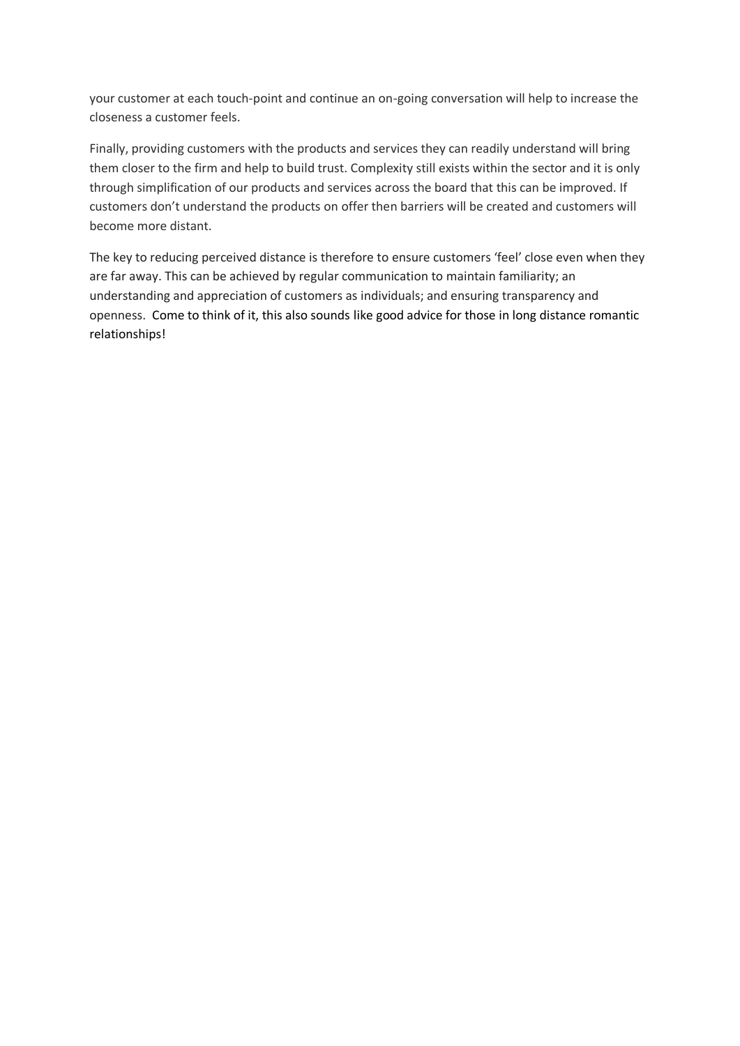your customer at each touch-point and continue an on-going conversation will help to increase the closeness a customer feels.

Finally, providing customers with the products and services they can readily understand will bring them closer to the firm and help to build trust. Complexity still exists within the sector and it is only through simplification of our products and services across the board that this can be improved. If customers don't understand the products on offer then barriers will be created and customers will become more distant.

The key to reducing perceived distance is therefore to ensure customers 'feel' close even when they are far away. This can be achieved by regular communication to maintain familiarity; an understanding and appreciation of customers as individuals; and ensuring transparency and openness. Come to think of it, this also sounds like good advice for those in long distance romantic relationships!